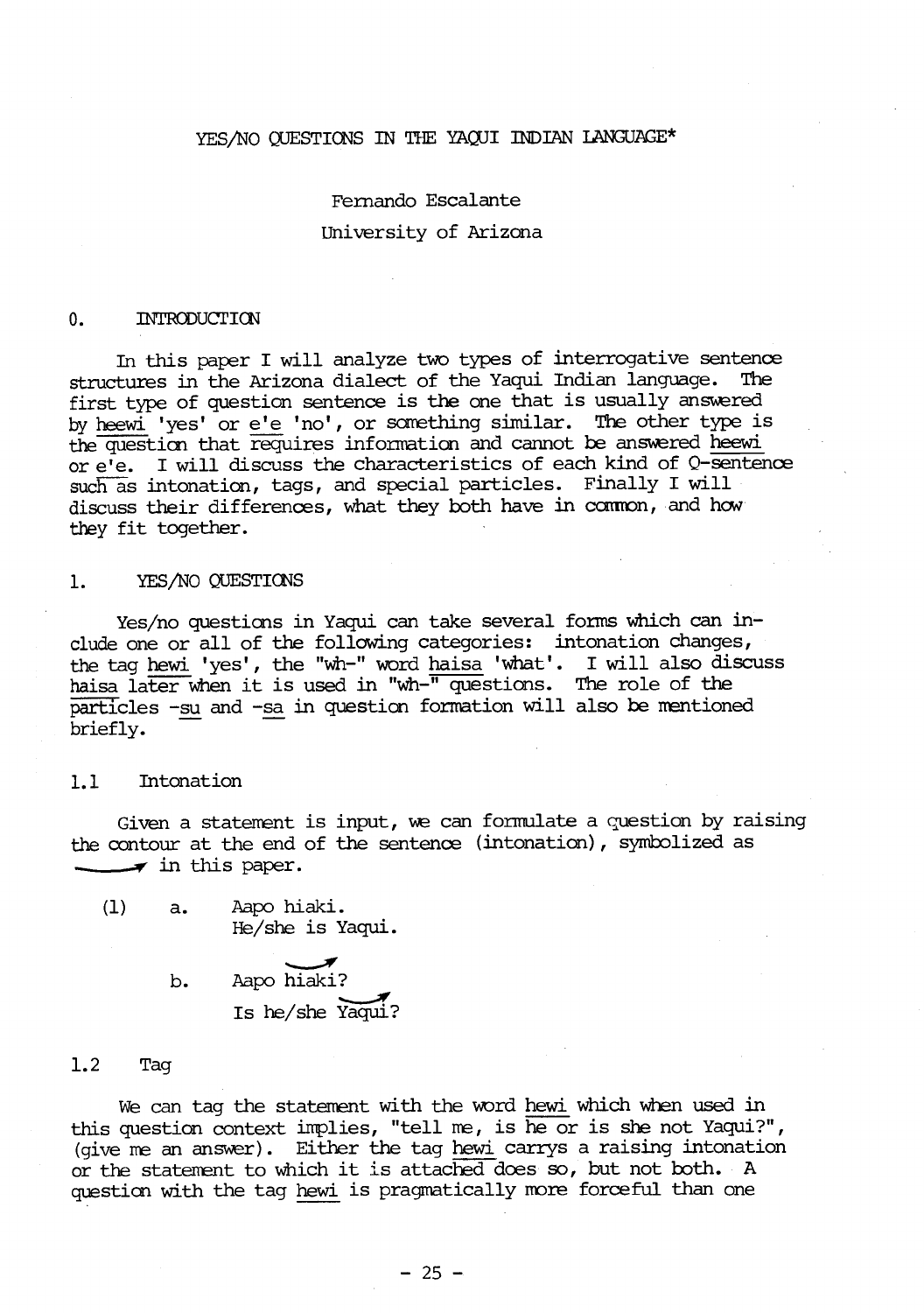# YES/NO QUESTIONS IN THE YAQUI INDIAN LANGUAGE*

Fernando Escalante

University of Arizona

## 0. INTRODUCTION

In this paper I will analyze two types of interrogative sentence structures in the Arizona dialect of the Yaqui Indian language. The first type of question sentence is the one that is usually answered by heewi 'yes' or e'e 'no', or something similar. The other type is the question that requires information and cannot be answered heewi or e'e. I will discuss the characteristics of each kind of Q-sentence such as intonation, tags, and special particles. Finally I will discuss their differences, what they both have in common, and how they fit together.

## 1. YES/NO QUESTIONS

Yes/no questions in Yaqui can take several forms which can include one or all of the following categories: intonation changes, the tag hewi 'yes', the "wh-" word haisa 'what'. I will also discuss haisa later when it is used in "wh-" questions. The role of the particles -su and -sa in question formation will also be mentioned briefly.

### 1.1 Intonation

Given a statement is input, we can formulate a question by raising the contour at the end of the sentence (intonation), symbolized as ⟶ in this paper.

(1) a. Aapo hiaki.
He/she is Yaqui.

b. Aapo hiaki?
Is he/she Yaqui?

### 1.2 Tag

We can tag the statement with the word hewi which when used in this question context implies, "tell me, is he or is she not Yaqui?", (give me an answer). Either the tag hewi carrys a raising intonation or the statement to which it is attached does so, but not both. A question with the tag hewi is pragmatically more forceful than one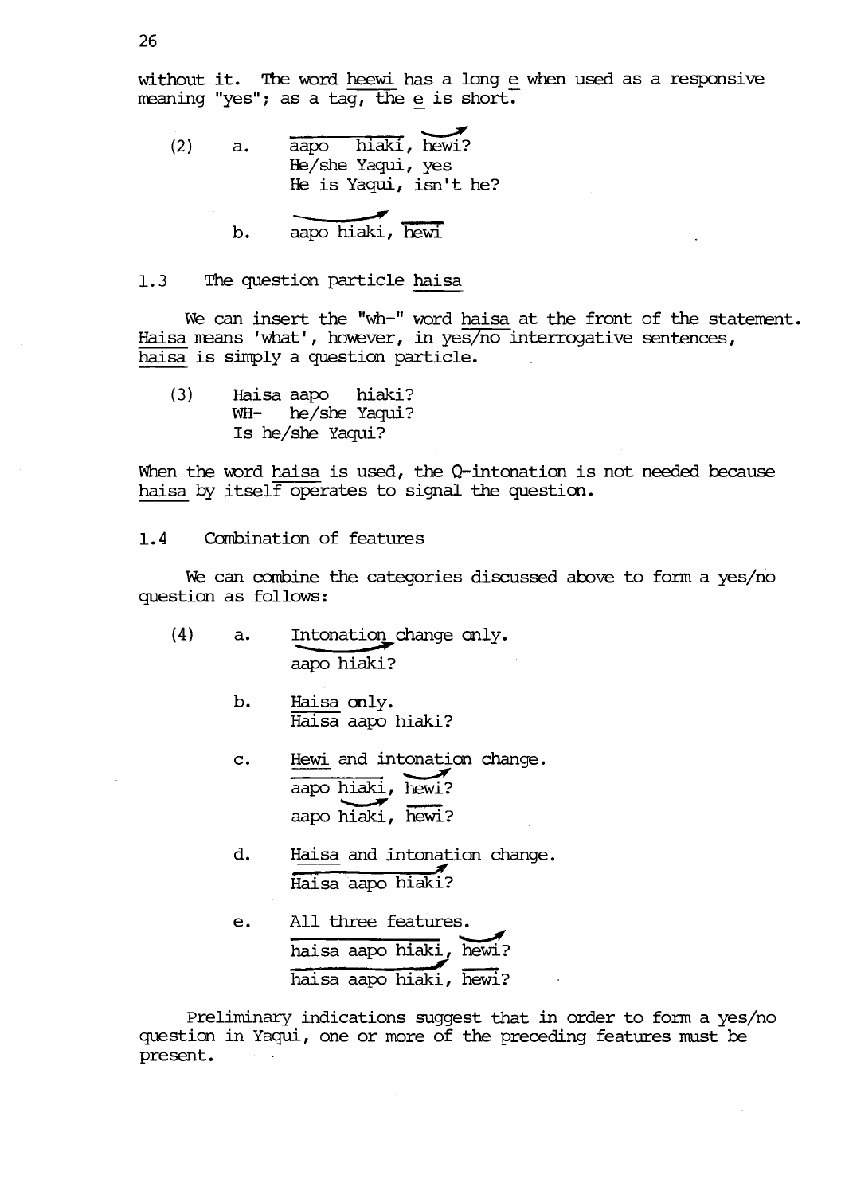without it. The word heewi has a long e when used as a responsive meaning "yes"; as a tag, the e is short.

(2) a. aapo hiaki, hewi?
He/she Yaqui, yes
He is Yaqui, isn't he?

b. aapo hiaki, hewi

## 1.3 The question particle haisa

We can insert the "wh-" word haisa at the front of the statement. Haisa means 'what', however, in yes/no interrogative sentences, haisa is simply a question particle.

(3) Haisa aapo hiaki?
WH- he/she Yaqui?
Is he/she Yaqui?

When the word haisa is used, the Q-intonation is not needed because haisa by itself operates to signal the question.

## 1.4 Combination of features

We can combine the categories discussed above to form a yes/no question as follows:

(4) a. Intonation change only.
aapo hiaki?

b. Haisa only.
Haisa aapo hiaki?

c. Hewi and intonation change.
aapo hiaki, hewi?
aapo hiaki, hewi?

d. Haisa and intonation change.
Haisa aapo hiaki?

e. All three features.
haisa aapo hiaki, hewi?
haisa aapo hiaki, hewi?

Preliminary indications suggest that in order to form a yes/no question in Yaqui, one or more of the preceding features must be present.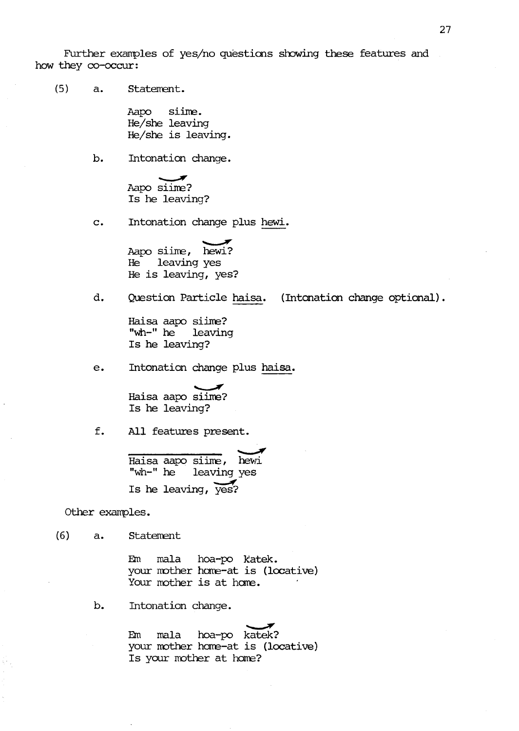Further examples of yes/no questions showing these features and how they co-occur:

(5) a. Statement.

Aapo siime.
He/she leaving
He/she is leaving.

b. Intonation change.

Aapo siime?
Is he leaving?

c. Intonation change plus <u>hewi</u>.

Aapo siime, hewi?
He leaving yes
He is leaving, yes?

d. Question Particle <u>haisa</u>. (Intonation change optional).

Haisa aapo siime?
"wh-" he leaving
Is he leaving?

e. Intonation change plus <u>haisa</u>.

Haisa aapo siime?
Is he leaving?

f. All features present.

Haisa aapo siime, hewi
"wh-" he leaving yes
Is he leaving, yes?

Other examples.

(6) a. Statement

Em mala hoa-po katek.
your mother home-at is (locative)
Your mother is at home.

b. Intonation change.

Em mala hoa-po katek?
your mother home-at is (locative)
Is your mother at home?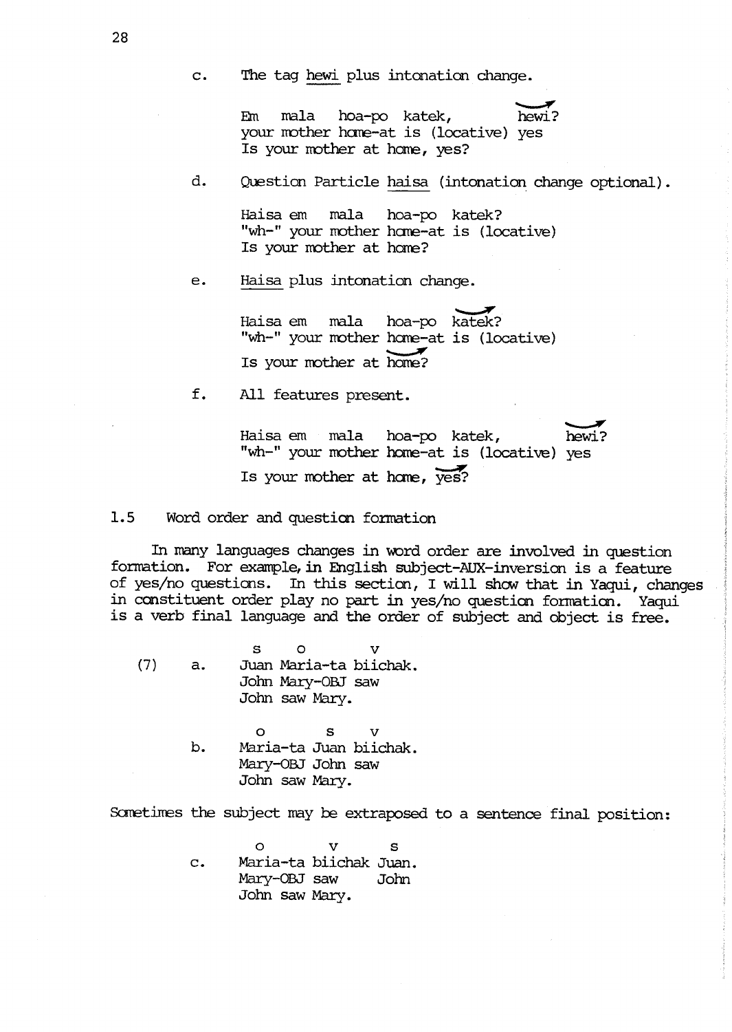c. The tag hewi plus intonation change.

```
Em    mala    hoa-po  katek,          hewi?
your  mother  home-at is (locative)   yes
Is your mother at home, yes?
```

d. Question Particle haisa (intonation change optional).

```
Haisa em    mala    hoa-po  katek?
"wh-" your  mother  home-at is (locative)
Is your mother at home?
```

e. Haisa plus intonation change.

```
Haisa em    mala    hoa-po  katek?
"wh-" your  mother  home-at is (locative)
Is your mother at home?
```

f. All features present.

```
Haisa em    mala    hoa-po  katek,          hewi?
"wh-" your  mother  home-at is (locative)   yes
Is your mother at home, yes?
```

## 1.5 Word order and question formation

In many languages changes in word order are involved in question formation. For example, in English subject-AUX-inversion is a feature of yes/no questions. In this section, I will show that in Yaqui, changes in constituent order play no part in yes/no question formation. Yaqui is a verb final language and the order of subject and object is free.

```
(7)  a.   s    o        v
          Juan Maria-ta biichak.
          John Mary-OBJ saw
          John saw Mary.

     b.   o        s    v
          Maria-ta Juan biichak.
          Mary-OBJ John saw
          John saw Mary.
```

Sometimes the subject may be extraposed to a sentence final position:

```
     c.   o        v       s
          Maria-ta biichak Juan.
          Mary-OBJ saw     John
          John saw Mary.
```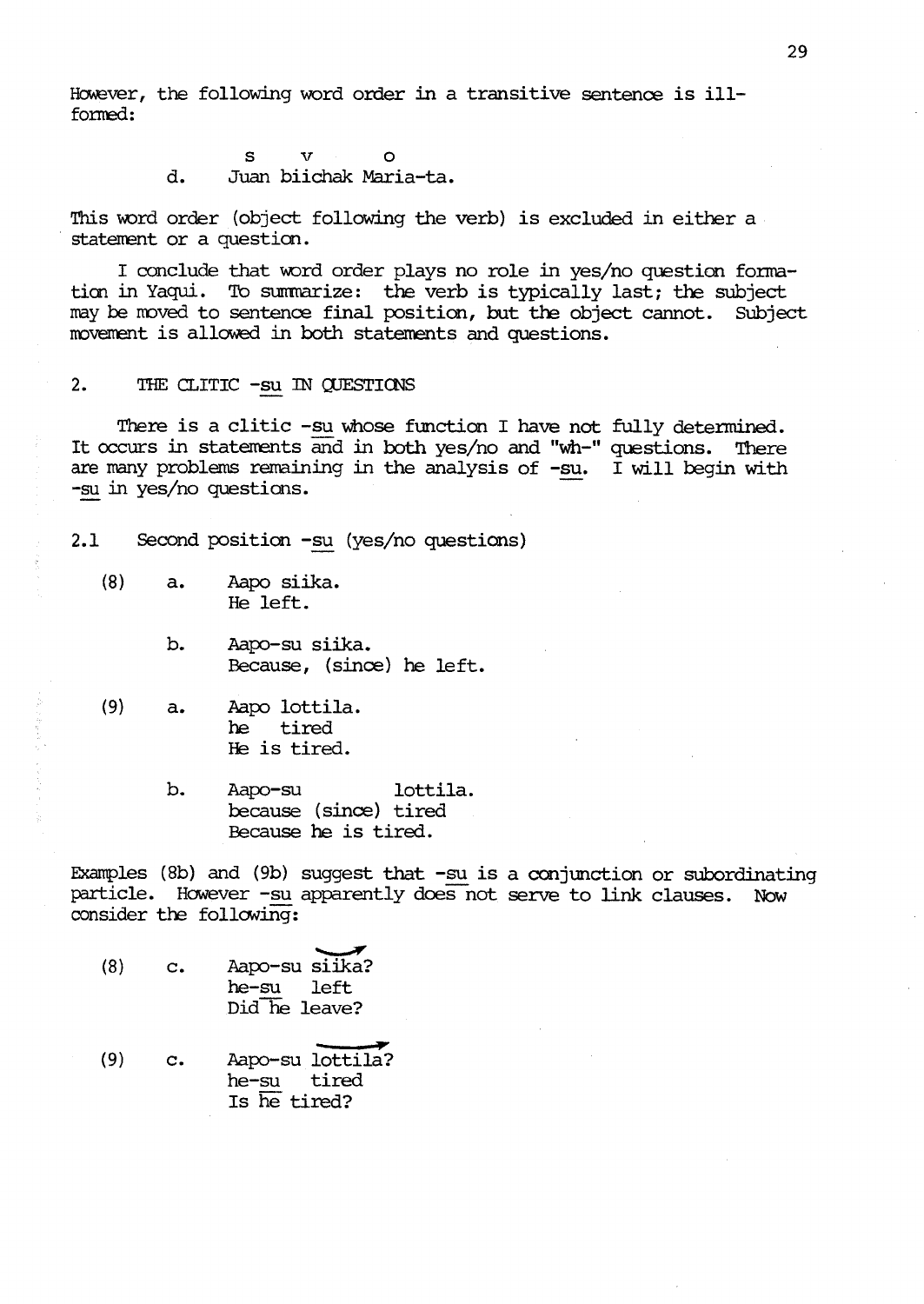However, the following word order in a transitive sentence is ill-formed:

```
        s    v       o
d.   Juan biichak Maria-ta.
```

This word order (object following the verb) is excluded in either a statement or a question.

I conclude that word order plays no role in yes/no question formation in Yaqui. To summarize: the verb is typically last; the subject may be moved to sentence final position, but the object cannot. Subject movement is allowed in both statements and questions.

## 2. THE CLITIC -su IN QUESTIONS

There is a clitic -su whose function I have not fully determined. It occurs in statements and in both yes/no and "wh-" questions. There are many problems remaining in the analysis of -su. I will begin with -su in yes/no questions.

### 2.1 Second position -su (yes/no questions)

```
(8)  a.  Aapo siika.
         He left.

     b.  Aapo-su siika.
         Because, (since) he left.

(9)  a.  Aapo lottila.
         he   tired
         He is tired.

     b.  Aapo-su          lottila.
         because (since) tired
         Because he is tired.
```

Examples (8b) and (9b) suggest that -su is a conjunction or subordinating particle. However -su apparently does not serve to link clauses. Now consider the following:

```
(8)  c.  Aapo-su siika?
         he-su   left
         Did he leave?

(9)  c.  Aapo-su lottila?
         he-su   tired
         Is he tired?
```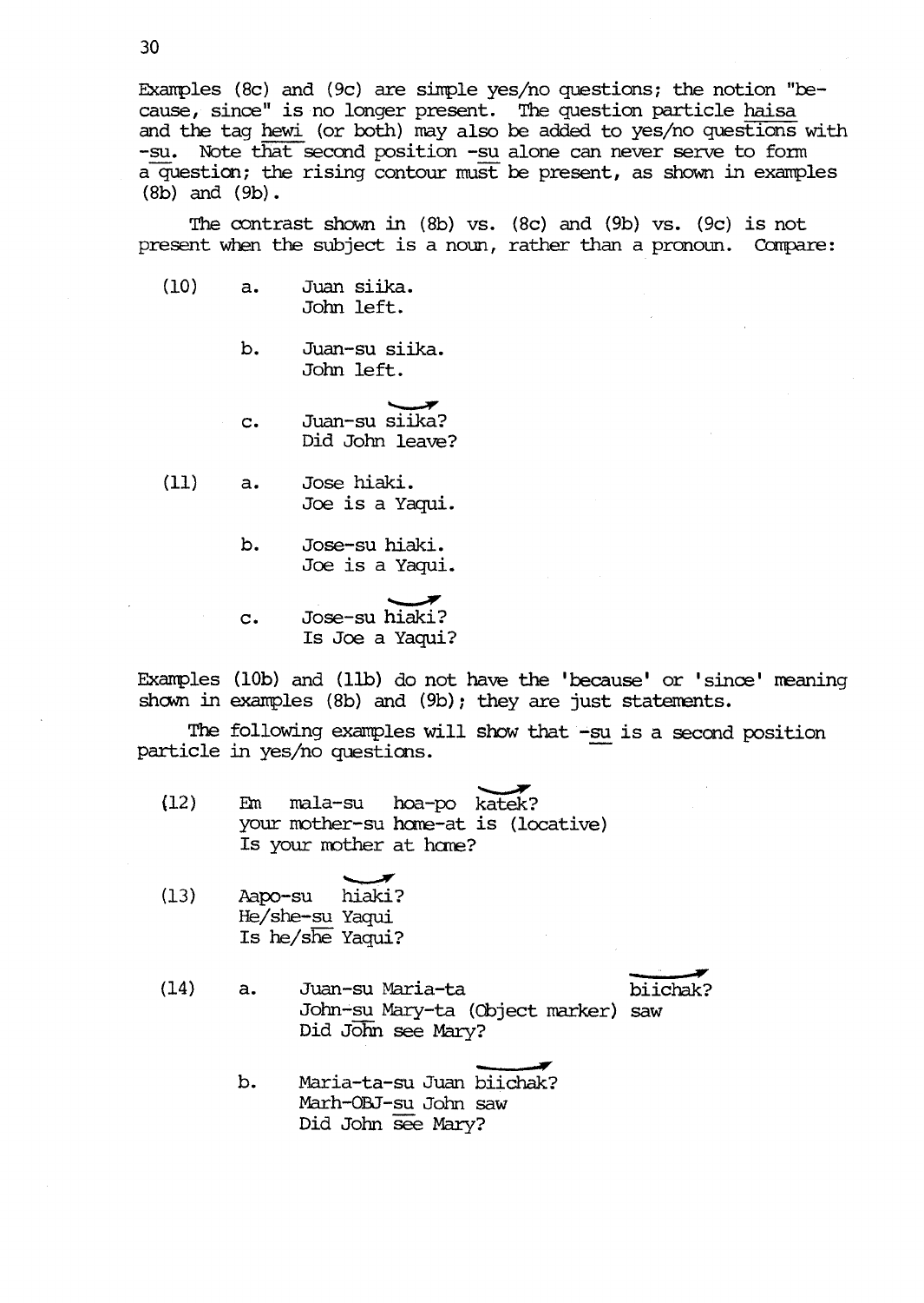Examples (8c) and (9c) are simple yes/no questions; the notion "because, since" is no longer present. The question particle haisa and the tag hewi (or both) may also be added to yes/no questions with -su. Note that second position -su alone can never serve to form a question; the rising contour must be present, as shown in examples (8b) and (9b).

The contrast shown in (8b) vs. (8c) and (9b) vs. (9c) is not present when the subject is a noun, rather than a pronoun. Compare:

(10) a. Juan siika.
John left.

b. Juan-su siika.
John left.

c. Juan-su siika?
Did John leave?

(11) a. Jose hiaki.
Joe is a Yaqui.

b. Jose-su hiaki.
Joe is a Yaqui.

c. Jose-su hiaki?
Is Joe a Yaqui?

Examples (10b) and (11b) do not have the 'because' or 'since' meaning shown in examples (8b) and (9b); they are just statements.

The following examples will show that -su is a second position particle in yes/no questions.

(12) Em mala-su hoa-po katek?
your mother-su home-at is (locative)
Is your mother at home?

(13) Aapo-su hiaki?
He/she-su Yaqui
Is he/she Yaqui?

(14) a. Juan-su Maria-ta biichak?
John-su Mary-ta (Object marker) saw
Did John see Mary?

b. Maria-ta-su Juan biichak?
Marh-OBJ-su John saw
Did John see Mary?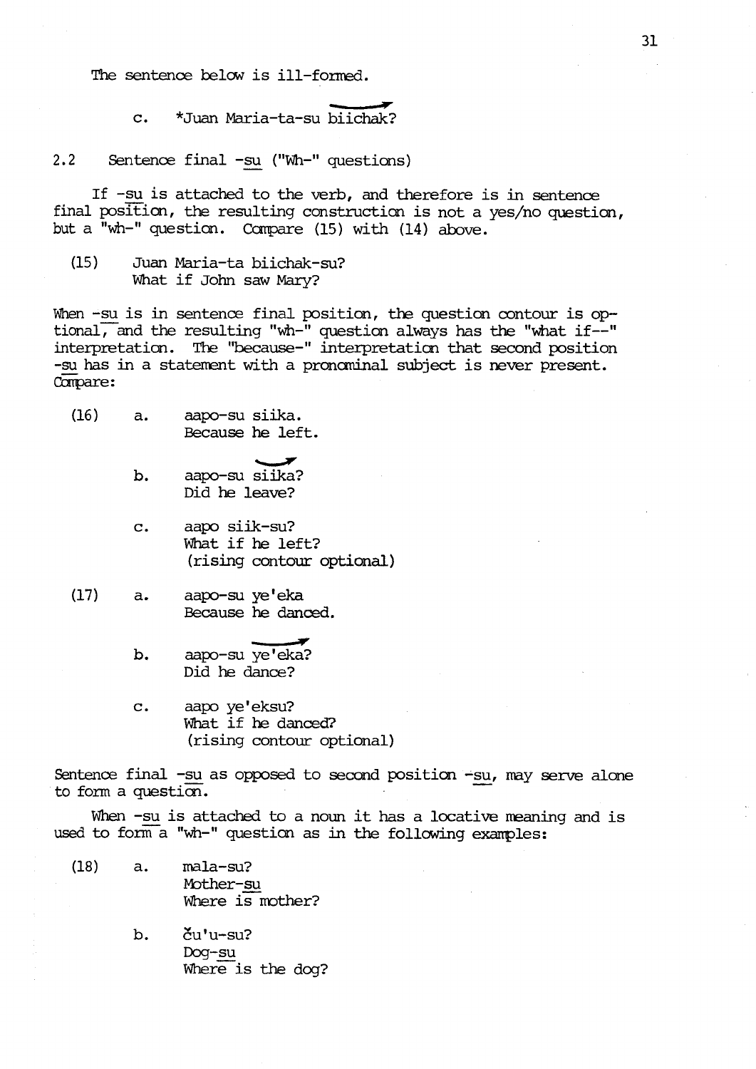The sentence below is ill-formed.

c. *Juan Maria-ta-su biichak?

## 2.2 Sentence final -su ("Wh-" questions)

If -su is attached to the verb, and therefore is in sentence final position, the resulting construction is not a yes/no question, but a "wh-" question. Compare (15) with (14) above.

(15) Juan Maria-ta biichak-su?
What if John saw Mary?

When -su is in sentence final position, the question contour is optional, and the resulting "wh-" question always has the "what if--" interpretation. The "because-" interpretation that second position -su has in a statement with a pronominal subject is never present. Compare:

(16) a. aapo-su siika.
Because he left.

b. aapo-su siika?
Did he leave?

c. aapo siik-su?
What if he left?
(rising contour optional)

(17) a. aapo-su ye'eka
Because he danced.

b. aapo-su ye'eka?
Did he dance?

c. aapo ye'eksu?
What if he danced?
(rising contour optional)

Sentence final -su as opposed to second position -su, may serve alone to form a question.

When -su is attached to a noun it has a locative meaning and is used to form a "wh-" question as in the following examples:

(18) a. mala-su?
Mother-su
Where is mother?

b. ču'u-su?
Dog-su
Where is the dog?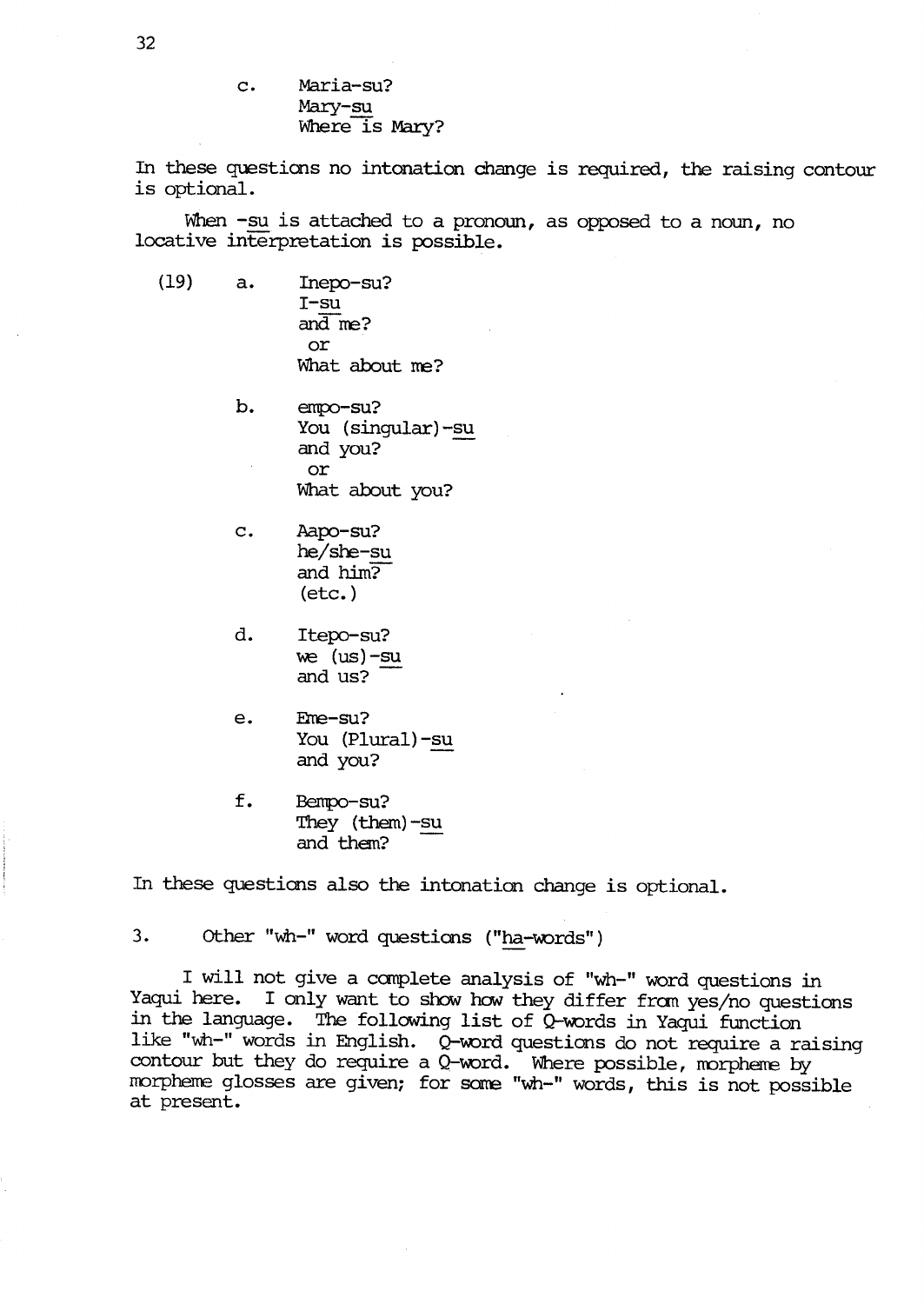c. Maria-su?
   Mary-su
   Where is Mary?

In these questions no intonation change is required, the raising contour is optional.

When -su is attached to a pronoun, as opposed to a noun, no locative interpretation is possible.

(19) a. Inepo-su?
   I-su
   and me?
   or
   What about me?

b. empo-su?
   You (singular)-su
   and you?
   or
   What about you?

c. Aapo-su?
   he/she-su
   and him?
   (etc.)

d. Itepo-su?
   we (us)-su
   and us?

e. Eme-su?
   You (Plural)-su
   and you?

f. Bempo-su?
   They (them)-su
   and them?

In these questions also the intonation change is optional.

3. Other "wh-" word questions ("ha-words")

I will not give a complete analysis of "wh-" word questions in Yaqui here. I only want to show how they differ from yes/no questions in the language. The following list of Q-words in Yaqui function like "wh-" words in English. Q-word questions do not require a raising contour but they do require a Q-word. Where possible, morpheme by morpheme glosses are given; for some "wh-" words, this is not possible at present.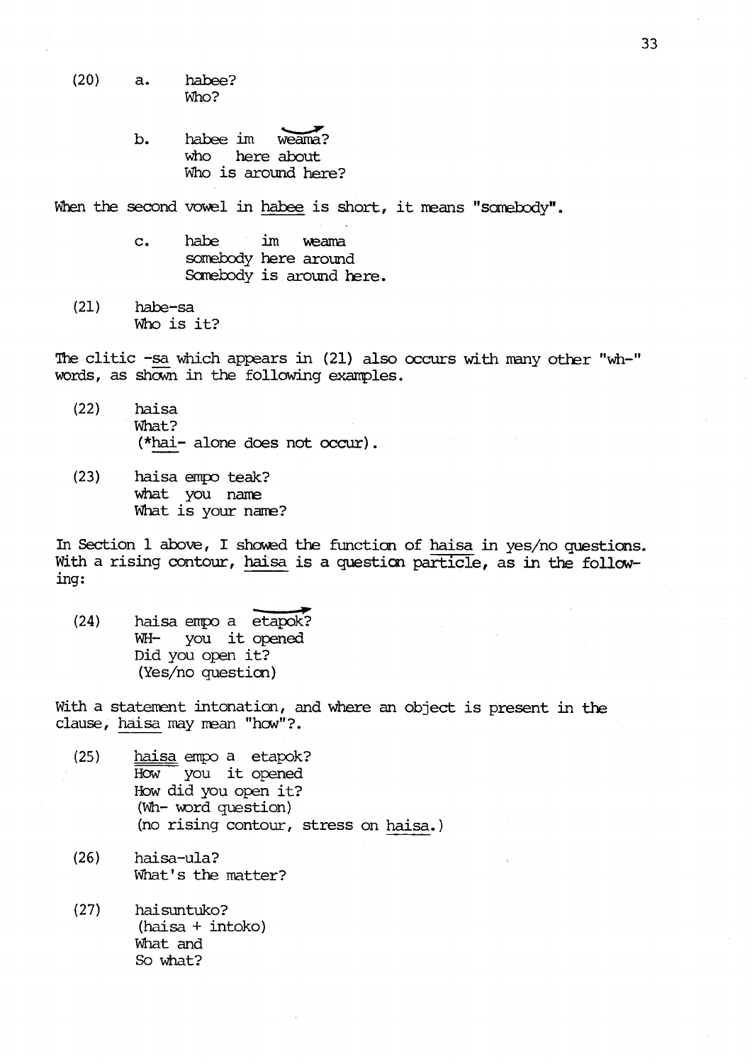(20) a. habee?
Who?

b. habee im weama?
who here about
Who is around here?

When the second vowel in habee is short, it means "somebody".

c. habe im weama
somebody here around
Somebody is around here.

(21) habe-sa
Who is it?

The clitic -sa which appears in (21) also occurs with many other "wh-" words, as shown in the following examples.

(22) haisa
What?
(*hai- alone does not occur).

(23) haisa empo teak?
what you name
What is your name?

In Section 1 above, I showed the function of haisa in yes/no questions. With a rising contour, haisa is a question particle, as in the following:

(24) haisa empo a etapok?
WH- you it opened
Did you open it?
(Yes/no question)

With a statement intonation, and where an object is present in the clause, haisa may mean "how"?.

(25) haisa empo a etapok?
How you it opened
How did you open it?
(Wh- word question)
(no rising contour, stress on haisa.)

(26) haisa-ula?
What's the matter?

(27) haisuntuko?
(haisa + intoko)
What and
So what?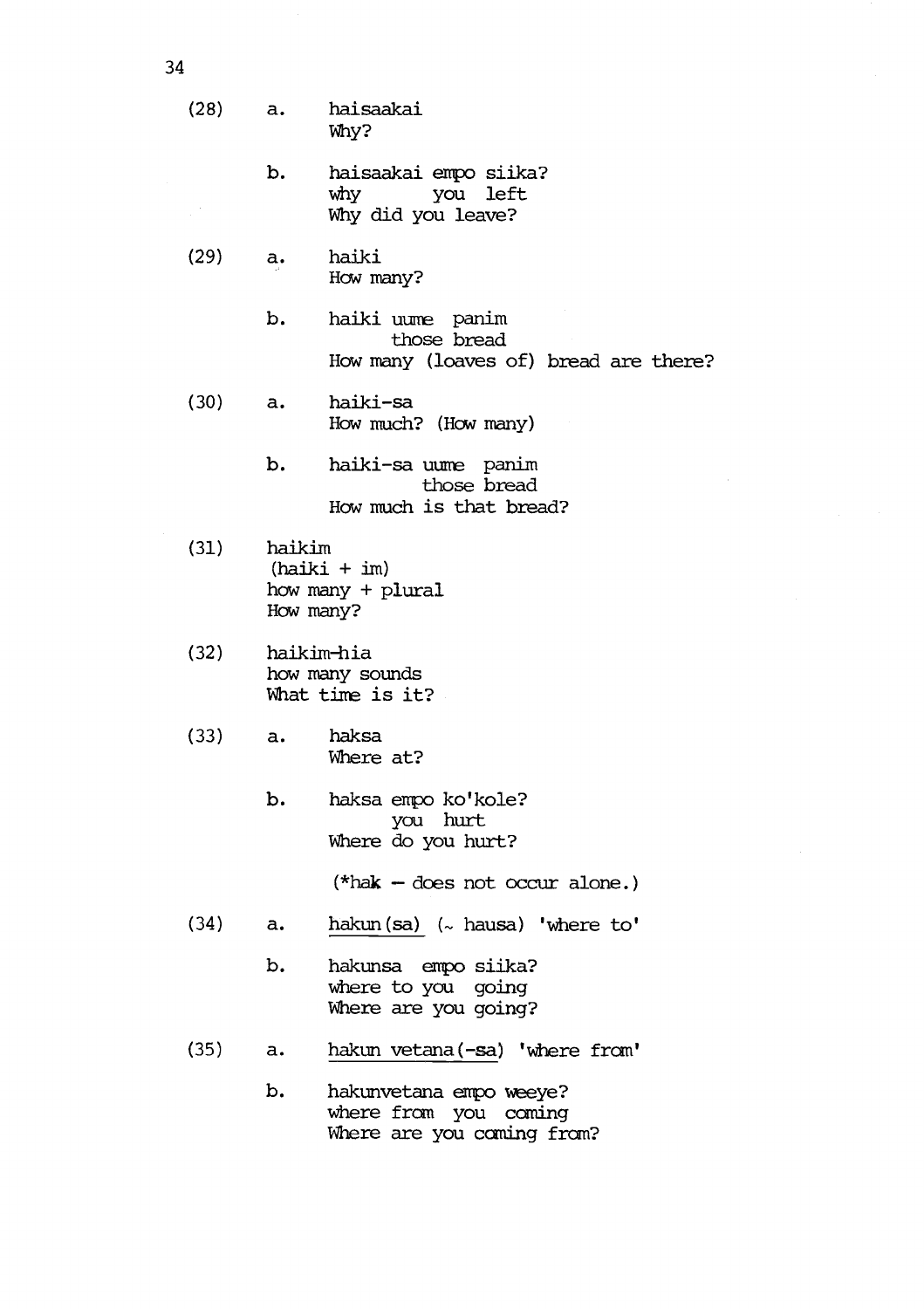(28) a. haisaakai
Why?

b. haisaakai empo siika?
why you left
Why did you leave?

(29) a. haiki
How many?

b. haiki uume panim
those bread
How many (loaves of) bread are there?

(30) a. haiki-sa
How much? (How many)

b. haiki-sa uume panim
those bread
How much is that bread?

(31) haikim
(haiki + im)
how many + plural
How many?

(32) haikim-hia
how many sounds
What time is it?

(33) a. haksa
Where at?

b. haksa empo ko'kole?
you hurt
Where do you hurt?

(*hak – does not occur alone.)

(34) a. hakun(sa) (~ hausa) 'where to'

b. hakunsa empo siika?
where to you going
Where are you going?

(35) a. hakun vetana(-sa) 'where from'

b. hakunvetana empo weeye?
where from you coming
Where are you coming from?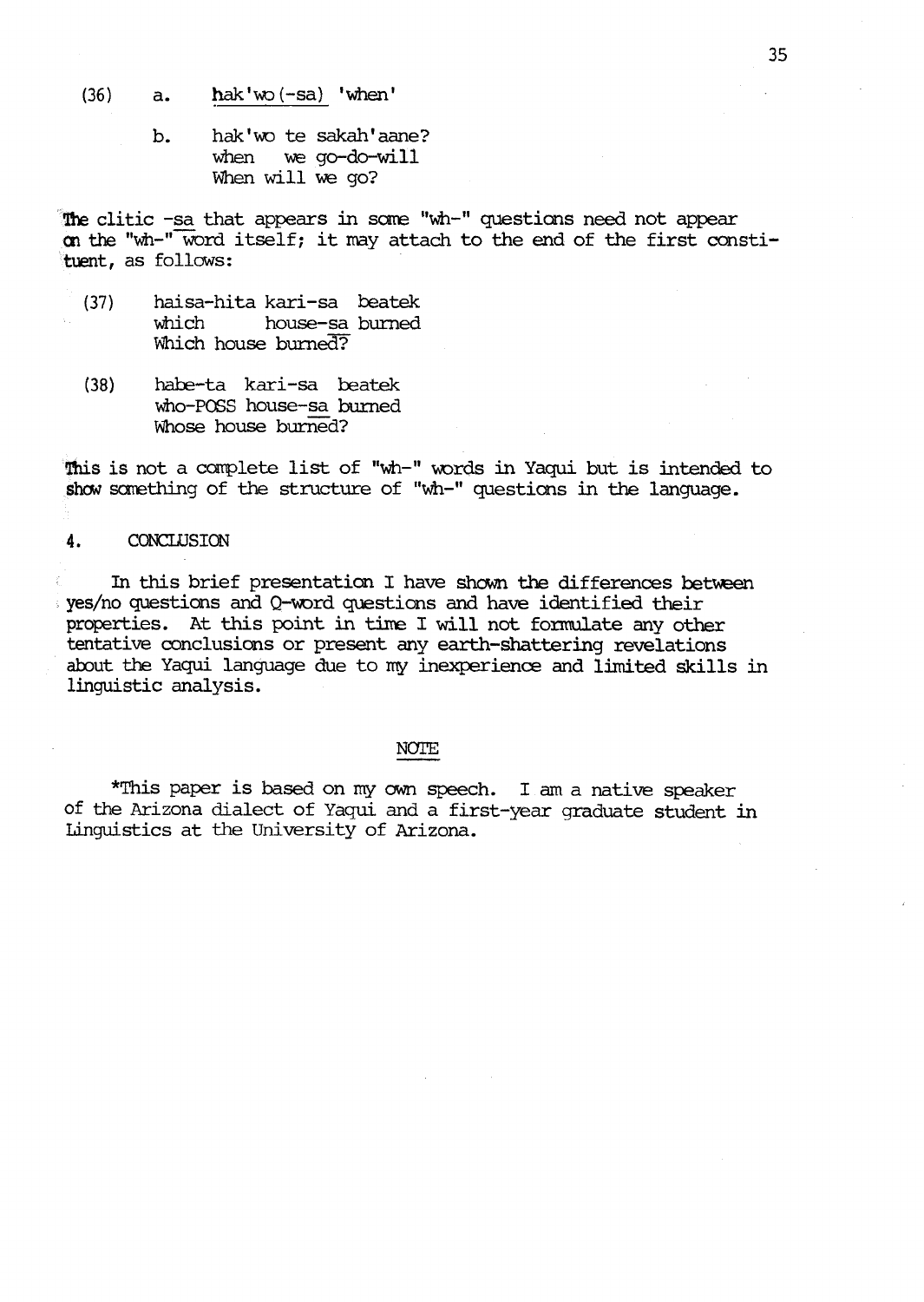(36) a. hak'wo(-sa) 'when'

b. hak'wo te sakah'aane?  
when we go-do-will  
When will we go?

The clitic -sa that appears in some "wh-" questions need not appear on the "wh-" word itself; it may attach to the end of the first constituent, as follows:

(37) haisa-hita kari-sa beatek  
which house-sa burned  
Which house burned?

(38) habe-ta kari-sa beatek  
who-POSS house-sa burned  
Whose house burned?

This is not a complete list of "wh-" words in Yaqui but is intended to show something of the structure of "wh-" questions in the language.

## 4. CONCLUSION

In this brief presentation I have shown the differences between yes/no questions and Q-word questions and have identified their properties. At this point in time I will not formulate any other tentative conclusions or present any earth-shattering revelations about the Yaqui language due to my inexperience and limited skills in linguistic analysis.

### NOTE

*This paper is based on my own speech. I am a native speaker of the Arizona dialect of Yaqui and a first-year graduate student in Linguistics at the University of Arizona.